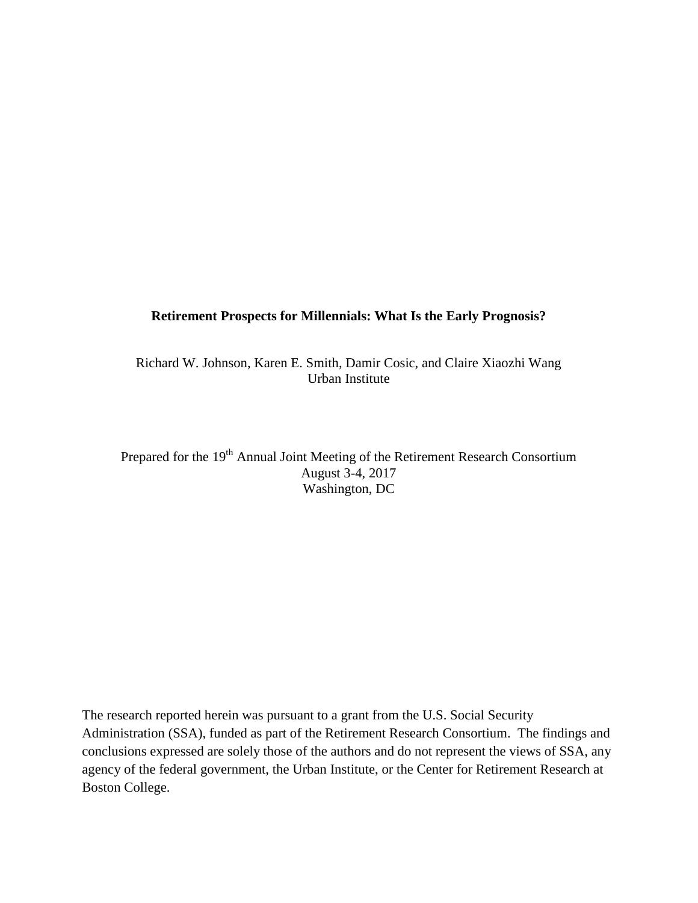# Retirement Prospects for Millennials: What Is the Early Prognosis?

Richard W. Johnson, Karen E. Smith, Damir Cosic, and Claire Xiaozhi Wang
Urban Institute

Prepared for the 19th Annual Joint Meeting of the Retirement Research Consortium
August 3-4, 2017
Washington, DC

The research reported herein was pursuant to a grant from the U.S. Social Security Administration (SSA), funded as part of the Retirement Research Consortium. The findings and conclusions expressed are solely those of the authors and do not represent the views of SSA, any agency of the federal government, the Urban Institute, or the Center for Retirement Research at Boston College.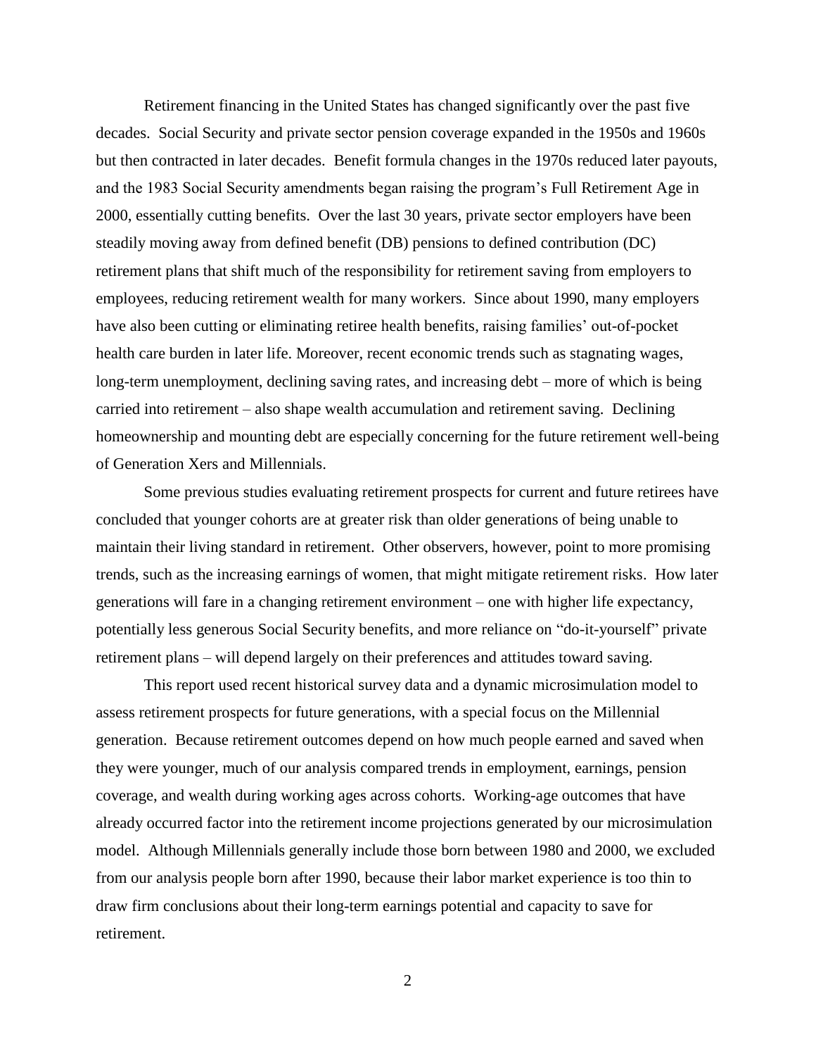Retirement financing in the United States has changed significantly over the past five decades. Social Security and private sector pension coverage expanded in the 1950s and 1960s but then contracted in later decades. Benefit formula changes in the 1970s reduced later payouts, and the 1983 Social Security amendments began raising the program's Full Retirement Age in 2000, essentially cutting benefits. Over the last 30 years, private sector employers have been steadily moving away from defined benefit (DB) pensions to defined contribution (DC) retirement plans that shift much of the responsibility for retirement saving from employers to employees, reducing retirement wealth for many workers. Since about 1990, many employers have also been cutting or eliminating retiree health benefits, raising families' out-of-pocket health care burden in later life. Moreover, recent economic trends such as stagnating wages, long-term unemployment, declining saving rates, and increasing debt – more of which is being carried into retirement – also shape wealth accumulation and retirement saving. Declining homeownership and mounting debt are especially concerning for the future retirement well-being of Generation Xers and Millennials.

Some previous studies evaluating retirement prospects for current and future retirees have concluded that younger cohorts are at greater risk than older generations of being unable to maintain their living standard in retirement. Other observers, however, point to more promising trends, such as the increasing earnings of women, that might mitigate retirement risks. How later generations will fare in a changing retirement environment – one with higher life expectancy, potentially less generous Social Security benefits, and more reliance on "do-it-yourself" private retirement plans – will depend largely on their preferences and attitudes toward saving.

This report used recent historical survey data and a dynamic microsimulation model to assess retirement prospects for future generations, with a special focus on the Millennial generation. Because retirement outcomes depend on how much people earned and saved when they were younger, much of our analysis compared trends in employment, earnings, pension coverage, and wealth during working ages across cohorts. Working-age outcomes that have already occurred factor into the retirement income projections generated by our microsimulation model. Although Millennials generally include those born between 1980 and 2000, we excluded from our analysis people born after 1990, because their labor market experience is too thin to draw firm conclusions about their long-term earnings potential and capacity to save for retirement.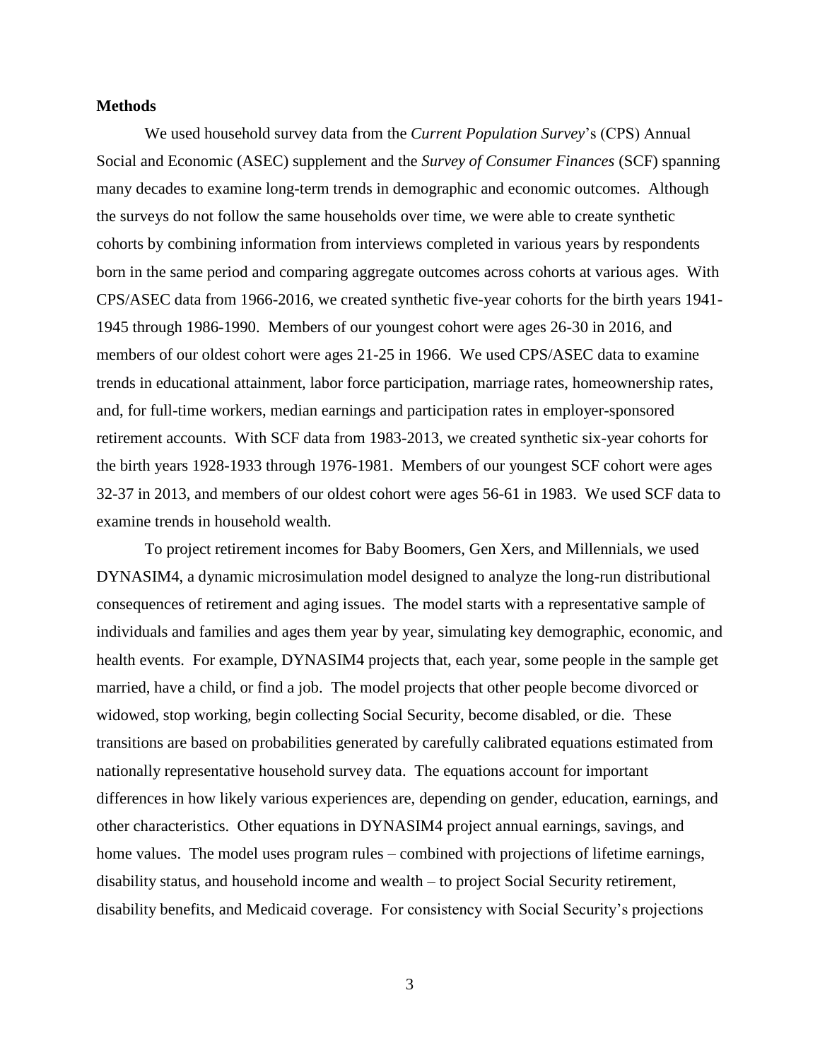**Methods**

We used household survey data from the *Current Population Survey*'s (CPS) Annual Social and Economic (ASEC) supplement and the *Survey of Consumer Finances* (SCF) spanning many decades to examine long-term trends in demographic and economic outcomes. Although the surveys do not follow the same households over time, we were able to create synthetic cohorts by combining information from interviews completed in various years by respondents born in the same period and comparing aggregate outcomes across cohorts at various ages. With CPS/ASEC data from 1966-2016, we created synthetic five-year cohorts for the birth years 1941-1945 through 1986-1990. Members of our youngest cohort were ages 26-30 in 2016, and members of our oldest cohort were ages 21-25 in 1966. We used CPS/ASEC data to examine trends in educational attainment, labor force participation, marriage rates, homeownership rates, and, for full-time workers, median earnings and participation rates in employer-sponsored retirement accounts. With SCF data from 1983-2013, we created synthetic six-year cohorts for the birth years 1928-1933 through 1976-1981. Members of our youngest SCF cohort were ages 32-37 in 2013, and members of our oldest cohort were ages 56-61 in 1983. We used SCF data to examine trends in household wealth.

To project retirement incomes for Baby Boomers, Gen Xers, and Millennials, we used DYNASIM4, a dynamic microsimulation model designed to analyze the long-run distributional consequences of retirement and aging issues. The model starts with a representative sample of individuals and families and ages them year by year, simulating key demographic, economic, and health events. For example, DYNASIM4 projects that, each year, some people in the sample get married, have a child, or find a job. The model projects that other people become divorced or widowed, stop working, begin collecting Social Security, become disabled, or die. These transitions are based on probabilities generated by carefully calibrated equations estimated from nationally representative household survey data. The equations account for important differences in how likely various experiences are, depending on gender, education, earnings, and other characteristics. Other equations in DYNASIM4 project annual earnings, savings, and home values. The model uses program rules – combined with projections of lifetime earnings, disability status, and household income and wealth – to project Social Security retirement, disability benefits, and Medicaid coverage. For consistency with Social Security's projections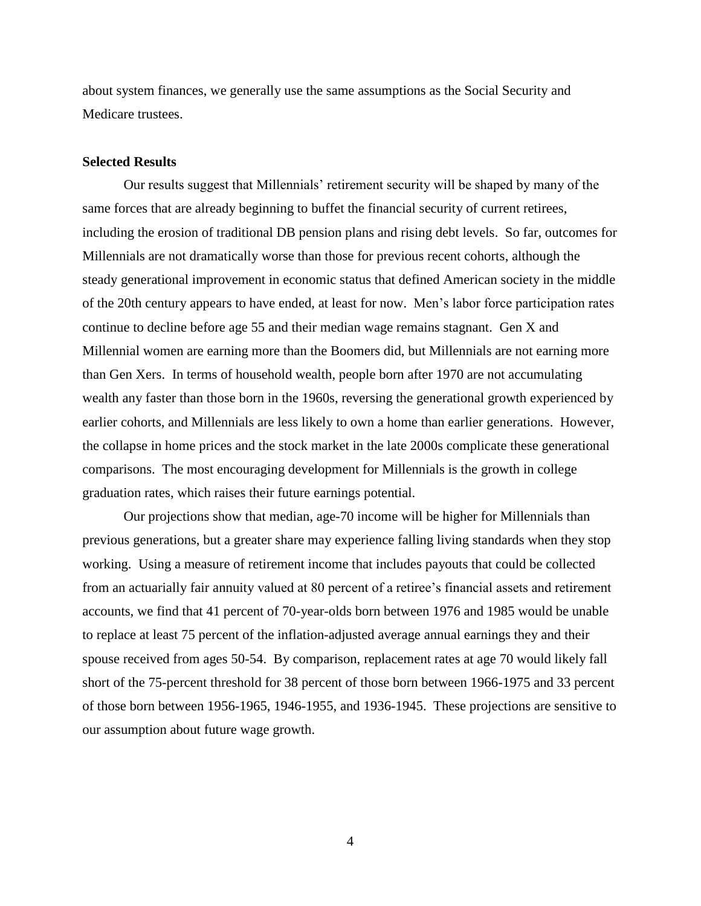about system finances, we generally use the same assumptions as the Social Security and Medicare trustees.

**Selected Results**

Our results suggest that Millennials' retirement security will be shaped by many of the same forces that are already beginning to buffet the financial security of current retirees, including the erosion of traditional DB pension plans and rising debt levels. So far, outcomes for Millennials are not dramatically worse than those for previous recent cohorts, although the steady generational improvement in economic status that defined American society in the middle of the 20th century appears to have ended, at least for now. Men's labor force participation rates continue to decline before age 55 and their median wage remains stagnant. Gen X and Millennial women are earning more than the Boomers did, but Millennials are not earning more than Gen Xers. In terms of household wealth, people born after 1970 are not accumulating wealth any faster than those born in the 1960s, reversing the generational growth experienced by earlier cohorts, and Millennials are less likely to own a home than earlier generations. However, the collapse in home prices and the stock market in the late 2000s complicate these generational comparisons. The most encouraging development for Millennials is the growth in college graduation rates, which raises their future earnings potential.

Our projections show that median, age-70 income will be higher for Millennials than previous generations, but a greater share may experience falling living standards when they stop working. Using a measure of retirement income that includes payouts that could be collected from an actuarially fair annuity valued at 80 percent of a retiree's financial assets and retirement accounts, we find that 41 percent of 70-year-olds born between 1976 and 1985 would be unable to replace at least 75 percent of the inflation-adjusted average annual earnings they and their spouse received from ages 50-54. By comparison, replacement rates at age 70 would likely fall short of the 75-percent threshold for 38 percent of those born between 1966-1975 and 33 percent of those born between 1956-1965, 1946-1955, and 1936-1945. These projections are sensitive to our assumption about future wage growth.